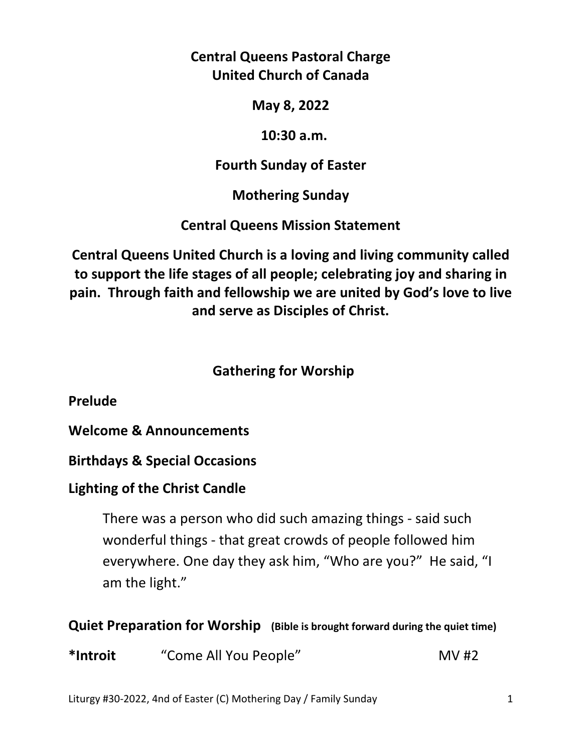**Central Queens Pastoral Charge**
**United Church of Canada**

**May 8, 2022**

**10:30 a.m.**

**Fourth Sunday of Easter**

**Mothering Sunday**

**Central Queens Mission Statement**

**Central Queens United Church is a loving and living community called to support the life stages of all people; celebrating joy and sharing in pain. Through faith and fellowship we are united by God's love to live and serve as Disciples of Christ.**

## Gathering for Worship

**Prelude**

**Welcome & Announcements**

**Birthdays & Special Occasions**

**Lighting of the Christ Candle**

> There was a person who did such amazing things - said such wonderful things - that great crowds of people followed him everywhere. One day they ask him, "Who are you?" He said, "I am the light."

**Quiet Preparation for Worship** **(Bible is brought forward during the quiet time)**

**\*Introit** "Come All You People" MV #2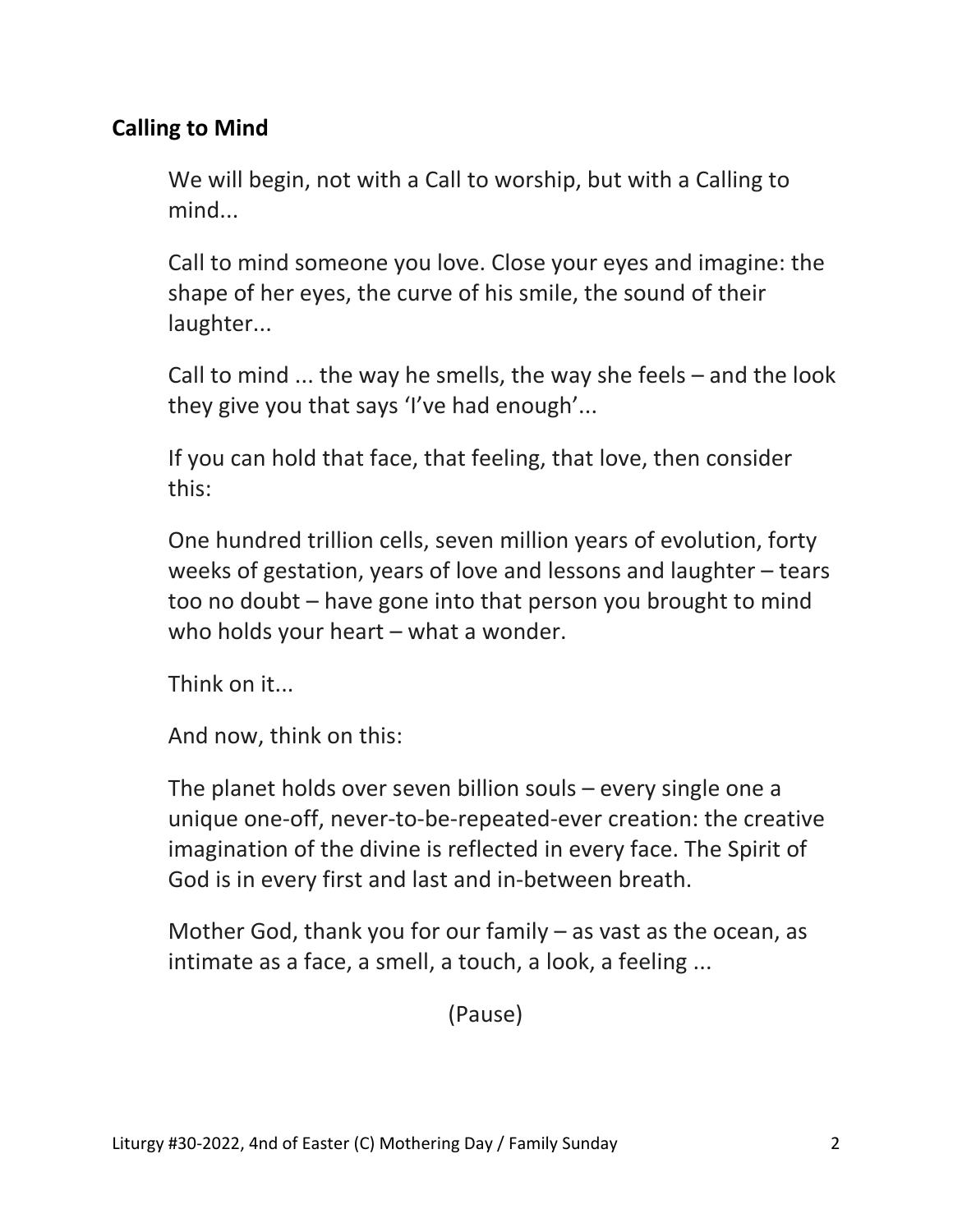## Calling to Mind

We will begin, not with a Call to worship, but with a Calling to mind...

Call to mind someone you love. Close your eyes and imagine: the shape of her eyes, the curve of his smile, the sound of their laughter...

Call to mind ... the way he smells, the way she feels – and the look they give you that says 'I've had enough'...

If you can hold that face, that feeling, that love, then consider this:

One hundred trillion cells, seven million years of evolution, forty weeks of gestation, years of love and lessons and laughter – tears too no doubt – have gone into that person you brought to mind who holds your heart – what a wonder.

Think on it...

And now, think on this:

The planet holds over seven billion souls – every single one a unique one-off, never-to-be-repeated-ever creation: the creative imagination of the divine is reflected in every face. The Spirit of God is in every first and last and in-between breath.

Mother God, thank you for our family – as vast as the ocean, as intimate as a face, a smell, a touch, a look, a feeling ...

(Pause)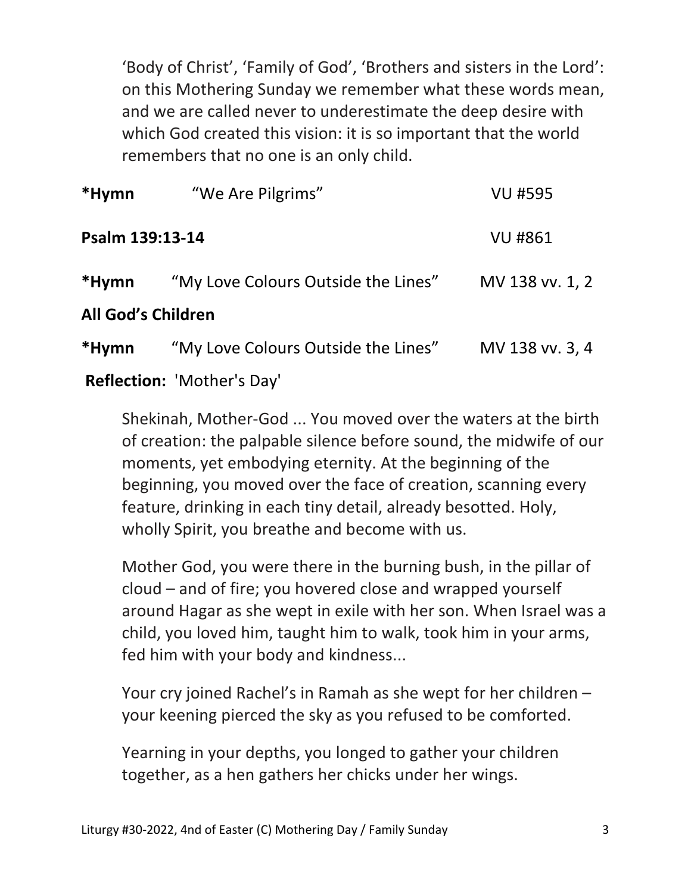'Body of Christ', 'Family of God', 'Brothers and sisters in the Lord': on this Mothering Sunday we remember what these words mean, and we are called never to underestimate the deep desire with which God created this vision: it is so important that the world remembers that no one is an only child.

**\*Hymn** "We Are Pilgrims" VU #595

**Psalm 139:13-14** VU #861

**\*Hymn** "My Love Colours Outside the Lines" MV 138 vv. 1, 2

**All God's Children**

**\*Hymn** "My Love Colours Outside the Lines" MV 138 vv. 3, 4

**Reflection:** 'Mother's Day'

Shekinah, Mother-God ... You moved over the waters at the birth of creation: the palpable silence before sound, the midwife of our moments, yet embodying eternity. At the beginning of the beginning, you moved over the face of creation, scanning every feature, drinking in each tiny detail, already besotted. Holy, wholly Spirit, you breathe and become with us.

Mother God, you were there in the burning bush, in the pillar of cloud – and of fire; you hovered close and wrapped yourself around Hagar as she wept in exile with her son. When Israel was a child, you loved him, taught him to walk, took him in your arms, fed him with your body and kindness...

Your cry joined Rachel's in Ramah as she wept for her children – your keening pierced the sky as you refused to be comforted.

Yearning in your depths, you longed to gather your children together, as a hen gathers her chicks under her wings.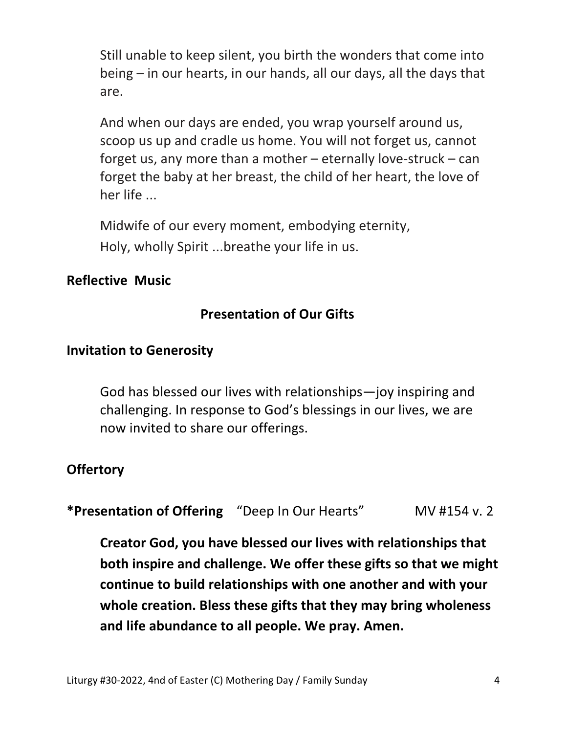Still unable to keep silent, you birth the wonders that come into being – in our hearts, in our hands, all our days, all the days that are.

And when our days are ended, you wrap yourself around us, scoop us up and cradle us home. You will not forget us, cannot forget us, any more than a mother – eternally love-struck – can forget the baby at her breast, the child of her heart, the love of her life ...

Midwife of our every moment, embodying eternity,
Holy, wholly Spirit ...breathe your life in us.

**Reflective Music**

**Presentation of Our Gifts**

**Invitation to Generosity**

God has blessed our lives with relationships—joy inspiring and challenging. In response to God's blessings in our lives, we are now invited to share our offerings.

**Offertory**

**\*Presentation of Offering** "Deep In Our Hearts" MV #154 v. 2

**Creator God, you have blessed our lives with relationships that both inspire and challenge. We offer these gifts so that we might continue to build relationships with one another and with your whole creation. Bless these gifts that they may bring wholeness and life abundance to all people. We pray. Amen.**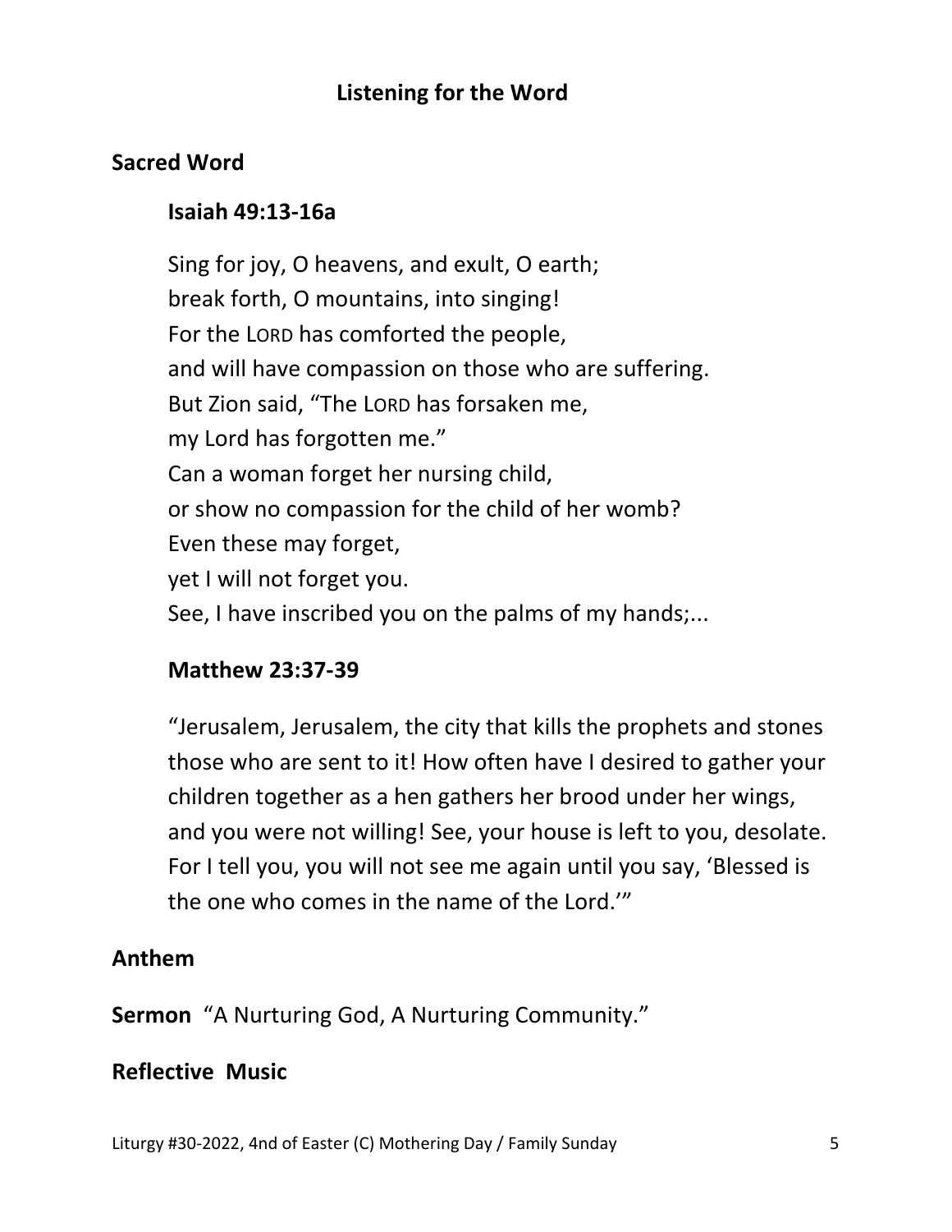## Listening for the Word

**Sacred Word**

**Isaiah 49:13-16a**

Sing for joy, O heavens, and exult, O earth;
break forth, O mountains, into singing!
For the LORD has comforted the people,
and will have compassion on those who are suffering.
But Zion said, "The LORD has forsaken me,
my Lord has forgotten me."
Can a woman forget her nursing child,
or show no compassion for the child of her womb?
Even these may forget,
yet I will not forget you.
See, I have inscribed you on the palms of my hands;...

**Matthew 23:37-39**

"Jerusalem, Jerusalem, the city that kills the prophets and stones those who are sent to it! How often have I desired to gather your children together as a hen gathers her brood under her wings, and you were not willing! See, your house is left to you, desolate. For I tell you, you will not see me again until you say, 'Blessed is the one who comes in the name of the Lord.'"

**Anthem**

**Sermon** "A Nurturing God, A Nurturing Community."

**Reflective Music**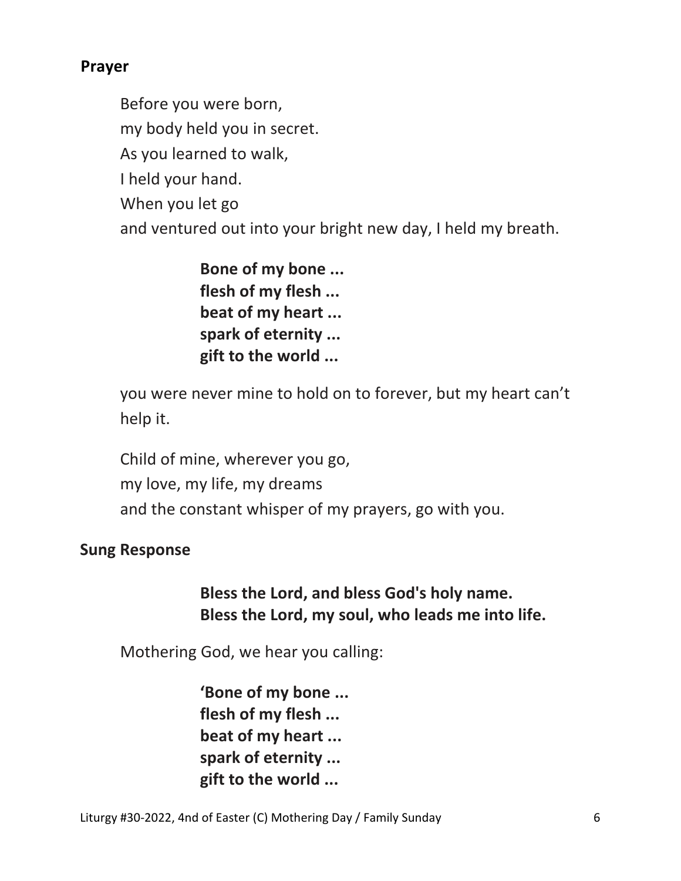**Prayer**

Before you were born,
my body held you in secret.
As you learned to walk,
I held your hand.
When you let go
and ventured out into your bright new day, I held my breath.

> **Bone of my bone ...**
> **flesh of my flesh ...**
> **beat of my heart ...**
> **spark of eternity ...**
> **gift to the world ...**

you were never mine to hold on to forever, but my heart can't help it.

Child of mine, wherever you go,
my love, my life, my dreams
and the constant whisper of my prayers, go with you.

**Sung Response**

> **Bless the Lord, and bless God's holy name.**
> **Bless the Lord, my soul, who leads me into life.**

Mothering God, we hear you calling:

> **'Bone of my bone ...**
> **flesh of my flesh ...**
> **beat of my heart ...**
> **spark of eternity ...**
> **gift to the world ...**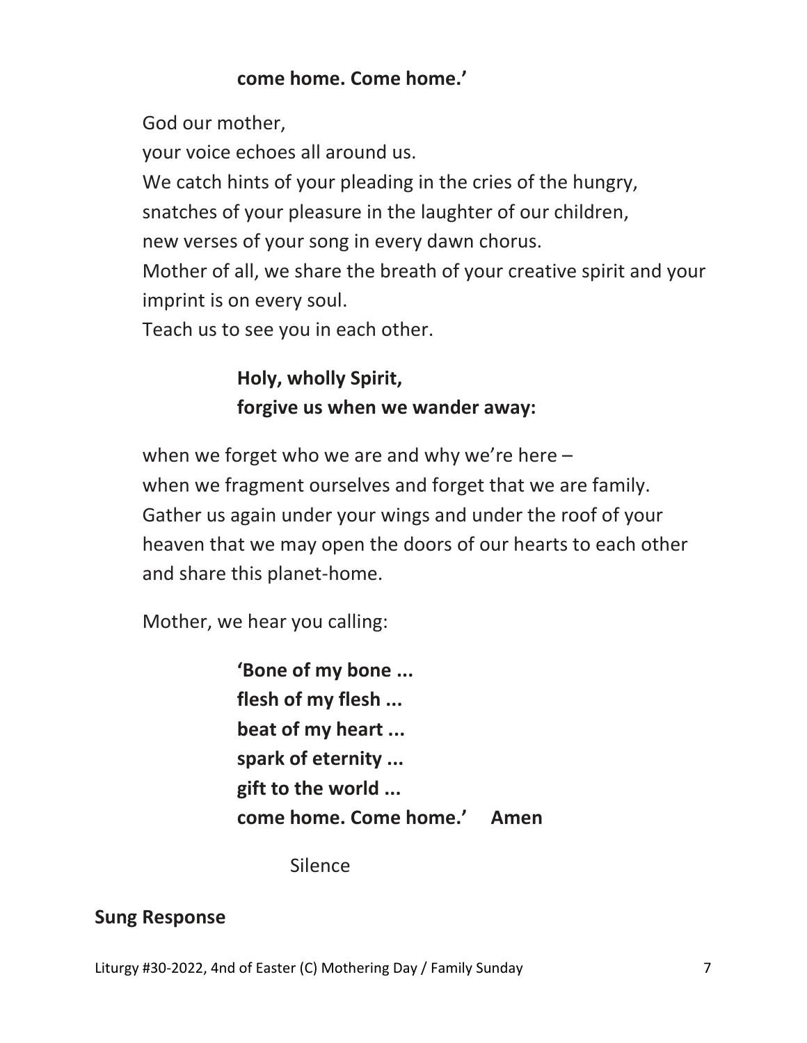**come home. Come home.'**

God our mother,
your voice echoes all around us.
We catch hints of your pleading in the cries of the hungry,
snatches of your pleasure in the laughter of our children,
new verses of your song in every dawn chorus.
Mother of all, we share the breath of your creative spirit and your imprint is on every soul.
Teach us to see you in each other.

**Holy, wholly Spirit,**
**forgive us when we wander away:**

when we forget who we are and why we're here –
when we fragment ourselves and forget that we are family.
Gather us again under your wings and under the roof of your heaven that we may open the doors of our hearts to each other and share this planet-home.

Mother, we hear you calling:

**'Bone of my bone ...**
**flesh of my flesh ...**
**beat of my heart ...**
**spark of eternity ...**
**gift to the world ...**
**come home. Come home.' Amen**

Silence

## Sung Response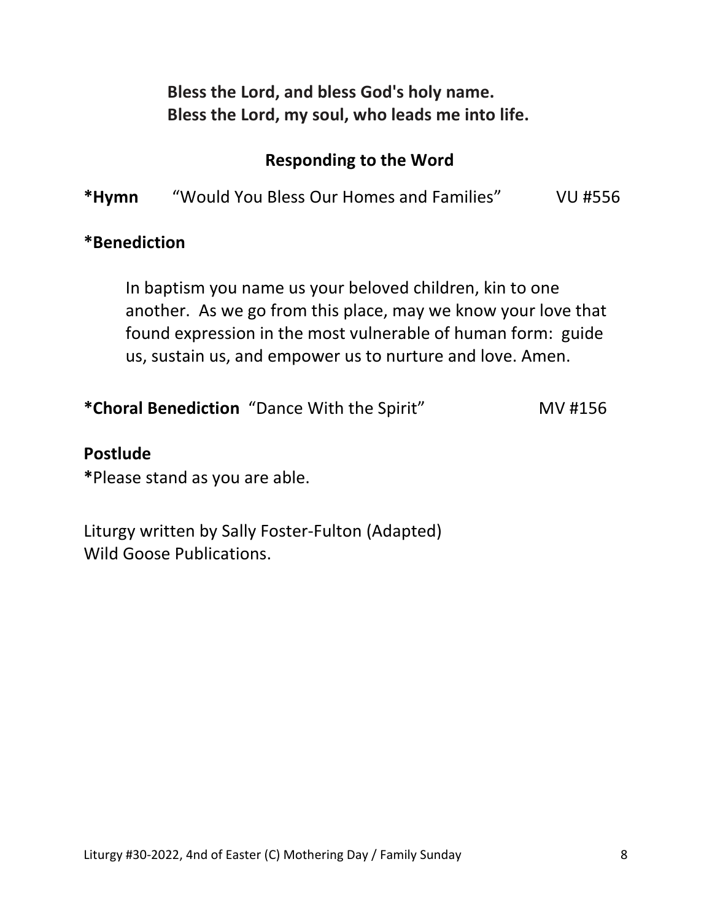**Bless the Lord, and bless God's holy name.**
**Bless the Lord, my soul, who leads me into life.**

## Responding to the Word

**\*Hymn** "Would You Bless Our Homes and Families" VU #556

**\*Benediction**

In baptism you name us your beloved children, kin to one another. As we go from this place, may we know your love that found expression in the most vulnerable of human form: guide us, sustain us, and empower us to nurture and love. Amen.

**\*Choral Benediction** "Dance With the Spirit" MV #156

**Postlude**

**\***Please stand as you are able.

Liturgy written by Sally Foster-Fulton (Adapted)
Wild Goose Publications.